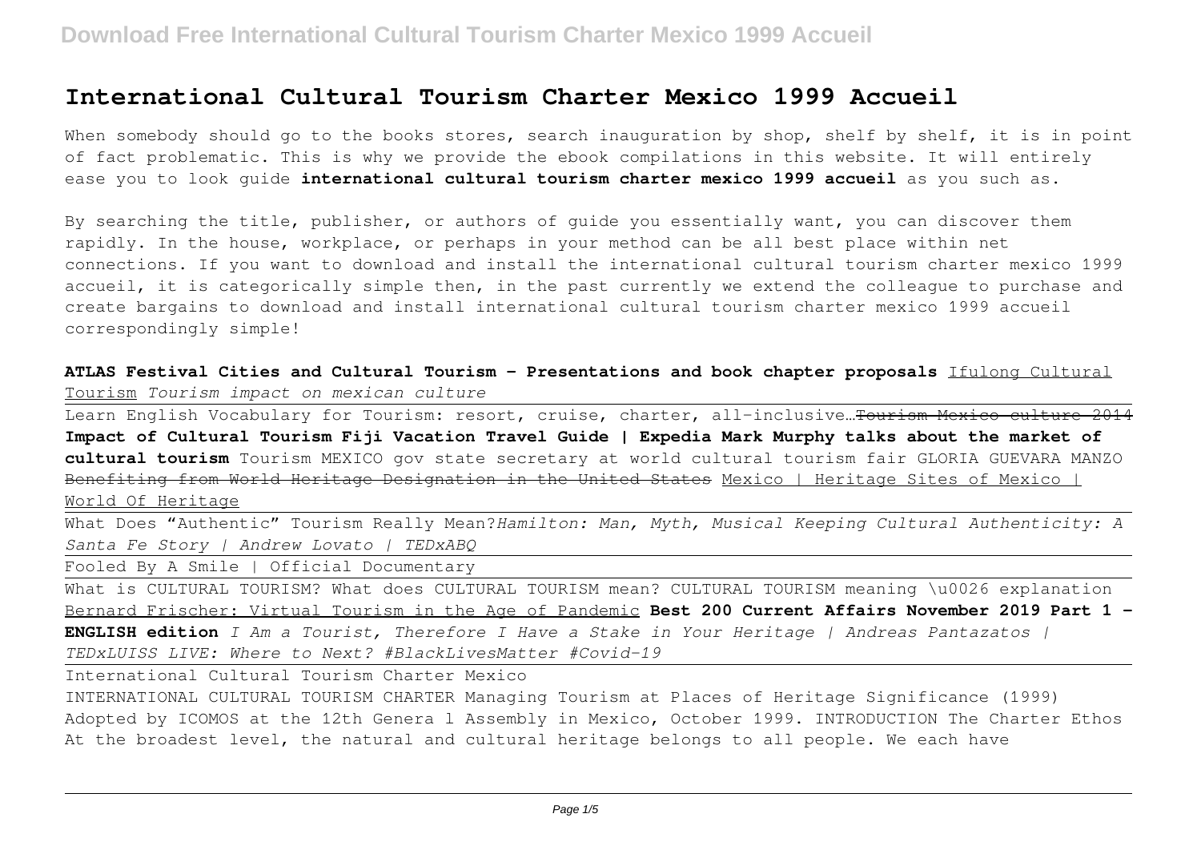# International Cultural Tourism Charter Mexico 1999 Accueil

When somebody should go to the books stores, search inauguration by shop, shelf by shelf, it is in point of fact problematic. This is why we provide the ebook compilations in this website. It will entirely ease you to look guide **international cultural tourism charter mexico 1999 accueil** as you such as.

By searching the title, publisher, or authors of guide you essentially want, you can discover them rapidly. In the house, workplace, or perhaps in your method can be all best place within net connections. If you want to download and install the international cultural tourism charter mexico 1999 accueil, it is categorically simple then, in the past currently we extend the colleague to purchase and create bargains to download and install international cultural tourism charter mexico 1999 accueil correspondingly simple!

**ATLAS Festival Cities and Cultural Tourism - Presentations and book chapter proposals** Ifulong Cultural Tourism *Tourism impact on mexican culture*

Learn English Vocabulary for Tourism: resort, cruise, charter, all-inclusive… ~~Tourism Mexico culture 2014~~ **Impact of Cultural Tourism Fiji Vacation Travel Guide | Expedia Mark Murphy talks about the market of cultural tourism** Tourism MEXICO gov state secretary at world cultural tourism fair GLORIA GUEVARA MANZO ~~Benefiting from World Heritage Designation in the United States~~ Mexico | Heritage Sites of Mexico | World Of Heritage

What Does "Authentic" Tourism Really Mean? *Hamilton: Man, Myth, Musical Keeping Cultural Authenticity: A Santa Fe Story | Andrew Lovato | TEDxABQ*

Fooled By A Smile | Official Documentary

What is CULTURAL TOURISM? What does CULTURAL TOURISM mean? CULTURAL TOURISM meaning \u0026 explanation Bernard Frischer: Virtual Tourism in the Age of Pandemic **Best 200 Current Affairs November 2019 Part 1 - ENGLISH edition** *I Am a Tourist, Therefore I Have a Stake in Your Heritage | Andreas Pantazatos | TEDxLUISS LIVE: Where to Next? #BlackLivesMatter #Covid-19*

International Cultural Tourism Charter Mexico

INTERNATIONAL CULTURAL TOURISM CHARTER Managing Tourism at Places of Heritage Significance (1999) Adopted by ICOMOS at the 12th Genera l Assembly in Mexico, October 1999. INTRODUCTION The Charter Ethos At the broadest level, the natural and cultural heritage belongs to all people. We each have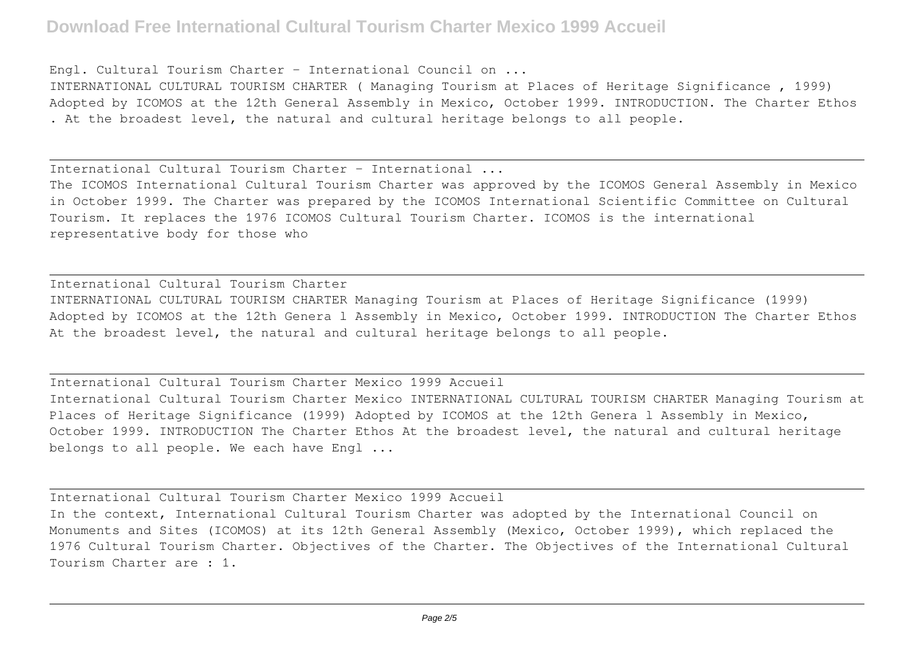Engl. Cultural Tourism Charter - International Council on ...

INTERNATIONAL CULTURAL TOURISM CHARTER ( Managing Tourism at Places of Heritage Significance , 1999) Adopted by ICOMOS at the 12th General Assembly in Mexico, October 1999. INTRODUCTION. The Charter Ethos . At the broadest level, the natural and cultural heritage belongs to all people.

---

International Cultural Tourism Charter - International ...

The ICOMOS International Cultural Tourism Charter was approved by the ICOMOS General Assembly in Mexico in October 1999. The Charter was prepared by the ICOMOS International Scientific Committee on Cultural Tourism. It replaces the 1976 ICOMOS Cultural Tourism Charter. ICOMOS is the international representative body for those who

---

International Cultural Tourism Charter

INTERNATIONAL CULTURAL TOURISM CHARTER Managing Tourism at Places of Heritage Significance (1999) Adopted by ICOMOS at the 12th Genera l Assembly in Mexico, October 1999. INTRODUCTION The Charter Ethos At the broadest level, the natural and cultural heritage belongs to all people.

---

International Cultural Tourism Charter Mexico 1999 Accueil

International Cultural Tourism Charter Mexico INTERNATIONAL CULTURAL TOURISM CHARTER Managing Tourism at Places of Heritage Significance (1999) Adopted by ICOMOS at the 12th Genera l Assembly in Mexico, October 1999. INTRODUCTION The Charter Ethos At the broadest level, the natural and cultural heritage belongs to all people. We each have Engl ...

---

International Cultural Tourism Charter Mexico 1999 Accueil

In the context, International Cultural Tourism Charter was adopted by the International Council on Monuments and Sites (ICOMOS) at its 12th General Assembly (Mexico, October 1999), which replaced the 1976 Cultural Tourism Charter. Objectives of the Charter. The Objectives of the International Cultural Tourism Charter are : 1.

---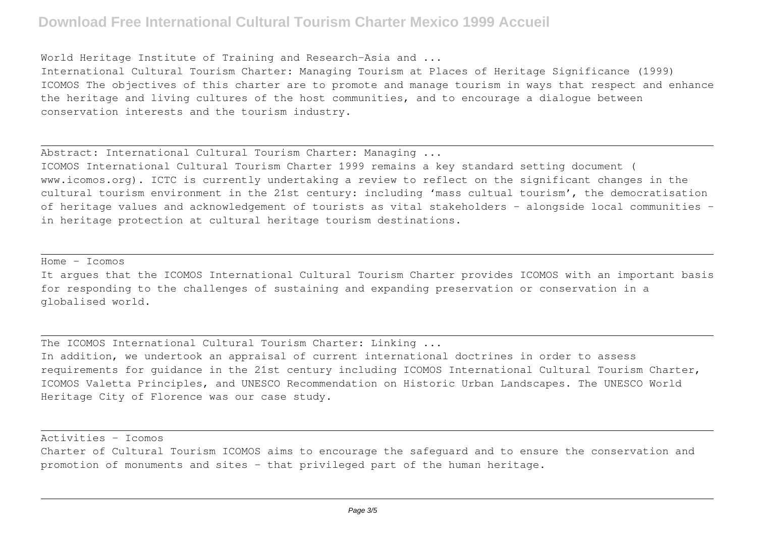World Heritage Institute of Training and Research-Asia and ...

International Cultural Tourism Charter: Managing Tourism at Places of Heritage Significance (1999) ICOMOS The objectives of this charter are to promote and manage tourism in ways that respect and enhance the heritage and living cultures of the host communities, and to encourage a dialogue between conservation interests and the tourism industry.

---

Abstract: International Cultural Tourism Charter: Managing ...

ICOMOS International Cultural Tourism Charter 1999 remains a key standard setting document ( www.icomos.org). ICTC is currently undertaking a review to reflect on the significant changes in the cultural tourism environment in the 21st century: including 'mass cultual tourism', the democratisation of heritage values and acknowledgement of tourists as vital stakeholders - alongside local communities - in heritage protection at cultural heritage tourism destinations.

---

Home - Icomos

It argues that the ICOMOS International Cultural Tourism Charter provides ICOMOS with an important basis for responding to the challenges of sustaining and expanding preservation or conservation in a globalised world.

---

The ICOMOS International Cultural Tourism Charter: Linking ...

In addition, we undertook an appraisal of current international doctrines in order to assess requirements for guidance in the 21st century including ICOMOS International Cultural Tourism Charter, ICOMOS Valetta Principles, and UNESCO Recommendation on Historic Urban Landscapes. The UNESCO World Heritage City of Florence was our case study.

---

Activities - Icomos

Charter of Cultural Tourism ICOMOS aims to encourage the safeguard and to ensure the conservation and promotion of monuments and sites - that privileged part of the human heritage.

---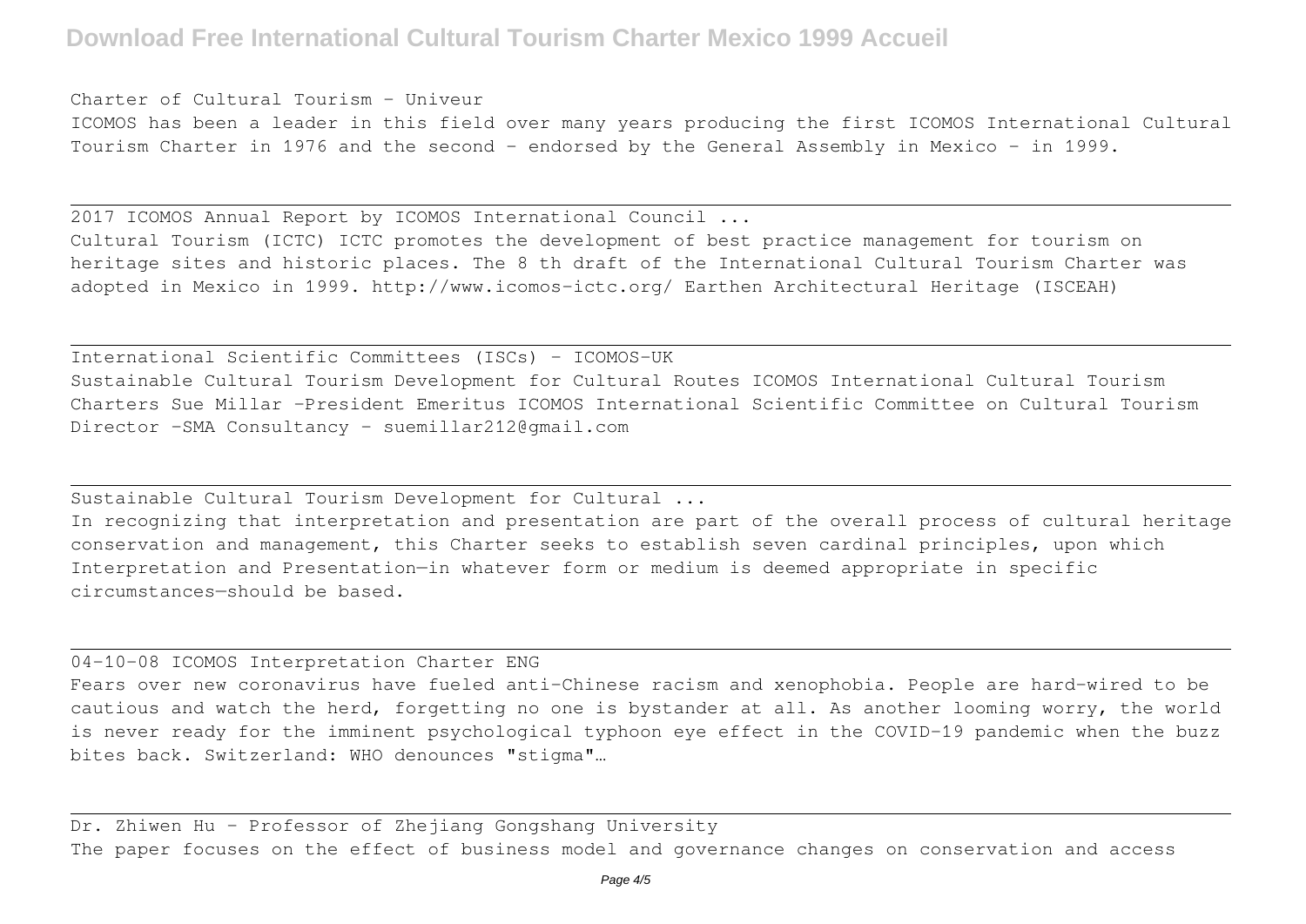Charter of Cultural Tourism - Univeur

ICOMOS has been a leader in this field over many years producing the first ICOMOS International Cultural Tourism Charter in 1976 and the second - endorsed by the General Assembly in Mexico - in 1999.

2017 ICOMOS Annual Report by ICOMOS International Council ...

Cultural Tourism (ICTC) ICTC promotes the development of best practice management for tourism on heritage sites and historic places. The 8 th draft of the International Cultural Tourism Charter was adopted in Mexico in 1999. http://www.icomos-ictc.org/ Earthen Architectural Heritage (ISCEAH)

International Scientific Committees (ISCs) - ICOMOS-UK

Sustainable Cultural Tourism Development for Cultural Routes ICOMOS International Cultural Tourism Charters Sue Millar -President Emeritus ICOMOS International Scientific Committee on Cultural Tourism Director -SMA Consultancy - suemillar212@gmail.com

Sustainable Cultural Tourism Development for Cultural ...

In recognizing that interpretation and presentation are part of the overall process of cultural heritage conservation and management, this Charter seeks to establish seven cardinal principles, upon which Interpretation and Presentation—in whatever form or medium is deemed appropriate in specific circumstances—should be based.

04-10-08 ICOMOS Interpretation Charter ENG

Fears over new coronavirus have fueled anti-Chinese racism and xenophobia. People are hard-wired to be cautious and watch the herd, forgetting no one is bystander at all. As another looming worry, the world is never ready for the imminent psychological typhoon eye effect in the COVID-19 pandemic when the buzz bites back. Switzerland: WHO denounces "stigma"…

Dr. Zhiwen Hu - Professor of Zhejiang Gongshang University

The paper focuses on the effect of business model and governance changes on conservation and access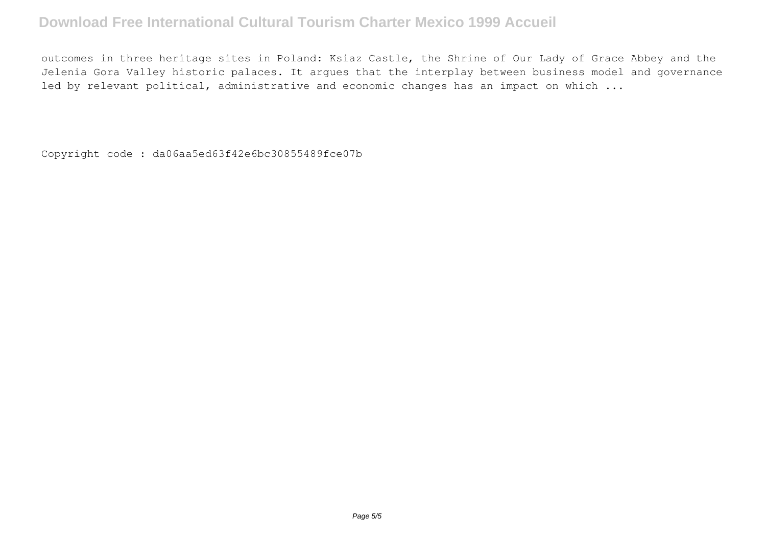outcomes in three heritage sites in Poland: Ksiaz Castle, the Shrine of Our Lady of Grace Abbey and the Jelenia Gora Valley historic palaces. It argues that the interplay between business model and governance led by relevant political, administrative and economic changes has an impact on which ...

Copyright code : da06aa5ed63f42e6bc30855489fce07b